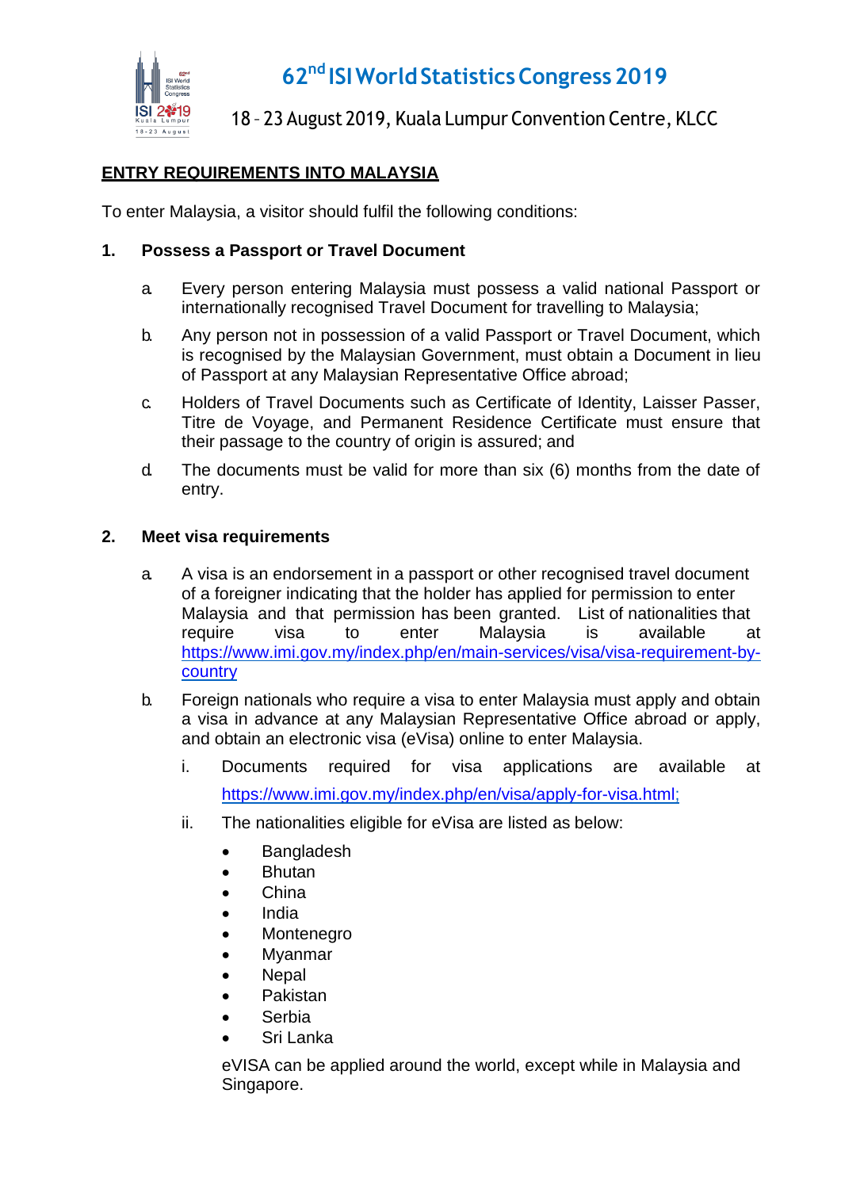# 62nd ISI World Statistics Congress 2019

18 – 23 August 2019, Kuala Lumpur Convention Centre, KLCC

## ENTRY REQUIREMENTS INTO MALAYSIA

To enter Malaysia, a visitor should fulfil the following conditions:

### 1. Possess a Passport or Travel Document

a. Every person entering Malaysia must possess a valid national Passport or internationally recognised Travel Document for travelling to Malaysia;

b. Any person not in possession of a valid Passport or Travel Document, which is recognised by the Malaysian Government, must obtain a Document in lieu of Passport at any Malaysian Representative Office abroad;

c. Holders of Travel Documents such as Certificate of Identity, Laisser Passer, Titre de Voyage, and Permanent Residence Certificate must ensure that their passage to the country of origin is assured; and

d. The documents must be valid for more than six (6) months from the date of entry.

### 2. Meet visa requirements

a. A visa is an endorsement in a passport or other recognised travel document of a foreigner indicating that the holder has applied for permission to enter Malaysia and that permission has been granted. List of nationalities that require visa to enter Malaysia is available at https://www.imi.gov.my/index.php/en/main-services/visa/visa-requirement-by-country

b. Foreign nationals who require a visa to enter Malaysia must apply and obtain a visa in advance at any Malaysian Representative Office abroad or apply, and obtain an electronic visa (eVisa) online to enter Malaysia.

   i. Documents required for visa applications are available at https://www.imi.gov.my/index.php/en/visa/apply-for-visa.html;

   ii. The nationalities eligible for eVisa are listed as below:

      - Bangladesh
      - Bhutan
      - China
      - India
      - Montenegro
      - Myanmar
      - Nepal
      - Pakistan
      - Serbia
      - Sri Lanka

   eVISA can be applied around the world, except while in Malaysia and Singapore.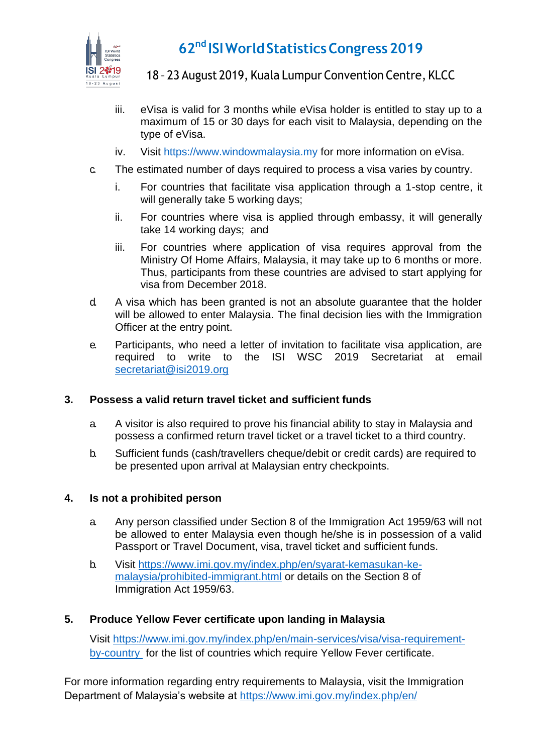iii. eVisa is valid for 3 months while eVisa holder is entitled to stay up to a maximum of 15 or 30 days for each visit to Malaysia, depending on the type of eVisa.

iv. Visit https://www.windowmalaysia.my for more information on eVisa.

c. The estimated number of days required to process a visa varies by country.

i. For countries that facilitate visa application through a 1-stop centre, it will generally take 5 working days;

ii. For countries where visa is applied through embassy, it will generally take 14 working days; and

iii. For countries where application of visa requires approval from the Ministry Of Home Affairs, Malaysia, it may take up to 6 months or more. Thus, participants from these countries are advised to start applying for visa from December 2018.

d. A visa which has been granted is not an absolute guarantee that the holder will be allowed to enter Malaysia. The final decision lies with the Immigration Officer at the entry point.

e. Participants, who need a letter of invitation to facilitate visa application, are required to write to the ISI WSC 2019 Secretariat at email secretariat@isi2019.org

### 3. Possess a valid return travel ticket and sufficient funds

a. A visitor is also required to prove his financial ability to stay in Malaysia and possess a confirmed return travel ticket or a travel ticket to a third country.

b. Sufficient funds (cash/travellers cheque/debit or credit cards) are required to be presented upon arrival at Malaysian entry checkpoints.

### 4. Is not a prohibited person

a. Any person classified under Section 8 of the Immigration Act 1959/63 will not be allowed to enter Malaysia even though he/she is in possession of a valid Passport or Travel Document, visa, travel ticket and sufficient funds.

b. Visit https://www.imi.gov.my/index.php/en/syarat-kemasukan-ke-malaysia/prohibited-immigrant.html or details on the Section 8 of Immigration Act 1959/63.

### 5. Produce Yellow Fever certificate upon landing in Malaysia

Visit https://www.imi.gov.my/index.php/en/main-services/visa/visa-requirement-by-country for the list of countries which require Yellow Fever certificate.

For more information regarding entry requirements to Malaysia, visit the Immigration Department of Malaysia's website at https://www.imi.gov.my/index.php/en/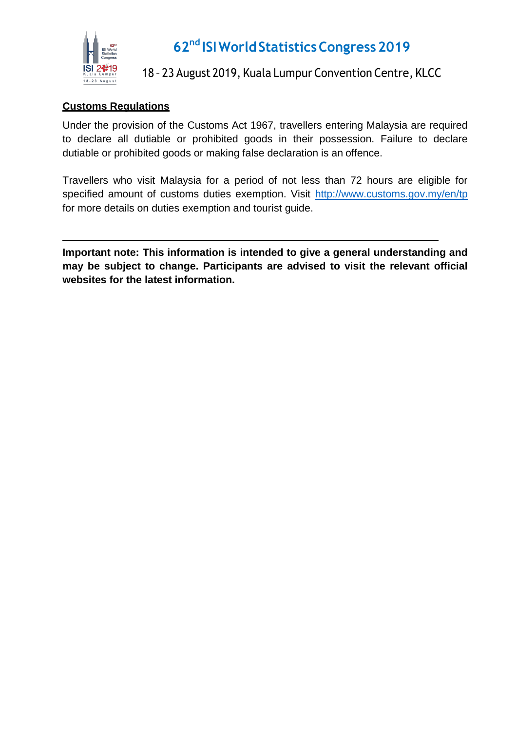## Customs Regulations

Under the provision of the Customs Act 1967, travellers entering Malaysia are required to declare all dutiable or prohibited goods in their possession. Failure to declare dutiable or prohibited goods or making false declaration is an offence.

Travellers who visit Malaysia for a period of not less than 72 hours are eligible for specified amount of customs duties exemption. Visit http://www.customs.gov.my/en/tp for more details on duties exemption and tourist guide.

---

**Important note: This information is intended to give a general understanding and may be subject to change. Participants are advised to visit the relevant official websites for the latest information.**